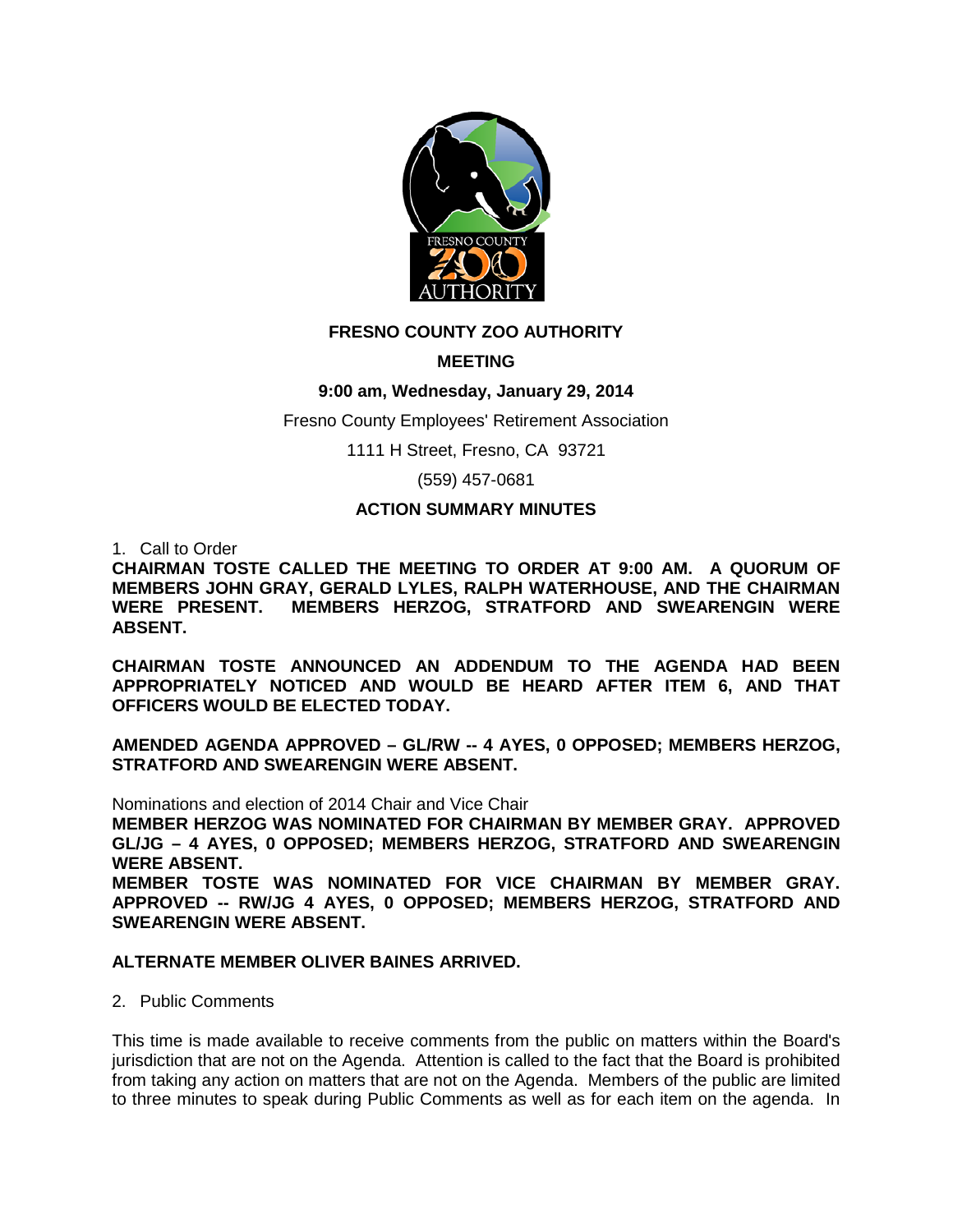# FRESNO COUNTY ZOO AUTHORITY

## MEETING

**9:00 am, Wednesday, January 29, 2014**

Fresno County Employees' Retirement Association

1111 H Street, Fresno, CA 93721

(559) 457-0681

**ACTION SUMMARY MINUTES**

1. Call to Order

**CHAIRMAN TOSTE CALLED THE MEETING TO ORDER AT 9:00 AM. A QUORUM OF MEMBERS JOHN GRAY, GERALD LYLES, RALPH WATERHOUSE, AND THE CHAIRMAN WERE PRESENT. MEMBERS HERZOG, STRATFORD AND SWEARENGIN WERE ABSENT.**

**CHAIRMAN TOSTE ANNOUNCED AN ADDENDUM TO THE AGENDA HAD BEEN APPROPRIATELY NOTICED AND WOULD BE HEARD AFTER ITEM 6, AND THAT OFFICERS WOULD BE ELECTED TODAY.**

**AMENDED AGENDA APPROVED – GL/RW -- 4 AYES, 0 OPPOSED; MEMBERS HERZOG, STRATFORD AND SWEARENGIN WERE ABSENT.**

Nominations and election of 2014 Chair and Vice Chair

**MEMBER HERZOG WAS NOMINATED FOR CHAIRMAN BY MEMBER GRAY. APPROVED GL/JG – 4 AYES, 0 OPPOSED; MEMBERS HERZOG, STRATFORD AND SWEARENGIN WERE ABSENT.**

**MEMBER TOSTE WAS NOMINATED FOR VICE CHAIRMAN BY MEMBER GRAY. APPROVED -- RW/JG 4 AYES, 0 OPPOSED; MEMBERS HERZOG, STRATFORD AND SWEARENGIN WERE ABSENT.**

**ALTERNATE MEMBER OLIVER BAINES ARRIVED.**

2. Public Comments

This time is made available to receive comments from the public on matters within the Board's jurisdiction that are not on the Agenda. Attention is called to the fact that the Board is prohibited from taking any action on matters that are not on the Agenda. Members of the public are limited to three minutes to speak during Public Comments as well as for each item on the agenda. In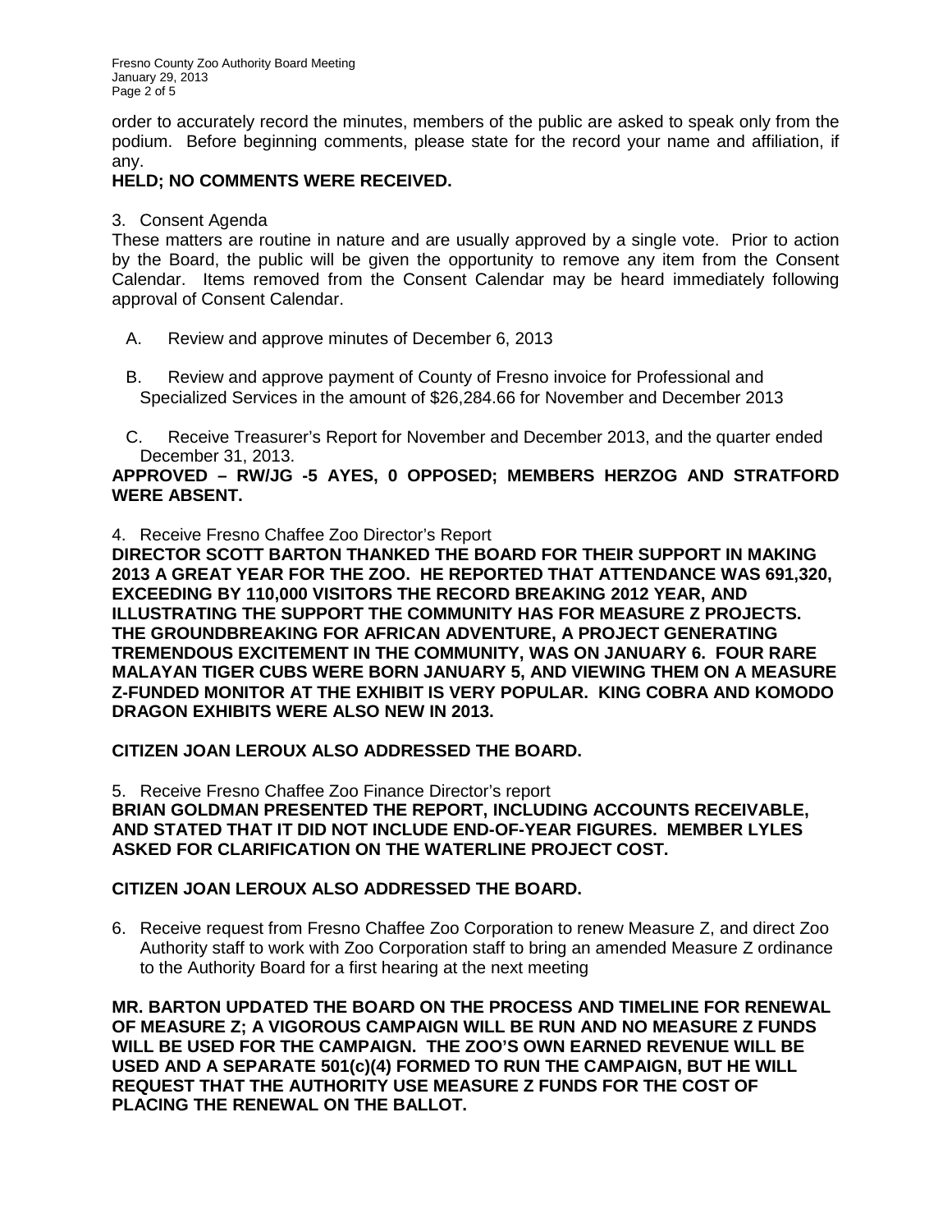order to accurately record the minutes, members of the public are asked to speak only from the podium. Before beginning comments, please state for the record your name and affiliation, if any.

**HELD; NO COMMENTS WERE RECEIVED.**

3. Consent Agenda

These matters are routine in nature and are usually approved by a single vote. Prior to action by the Board, the public will be given the opportunity to remove any item from the Consent Calendar. Items removed from the Consent Calendar may be heard immediately following approval of Consent Calendar.

A. Review and approve minutes of December 6, 2013

B. Review and approve payment of County of Fresno invoice for Professional and Specialized Services in the amount of $26,284.66 for November and December 2013

C. Receive Treasurer's Report for November and December 2013, and the quarter ended December 31, 2013.

**APPROVED – RW/JG -5 AYES, 0 OPPOSED; MEMBERS HERZOG AND STRATFORD WERE ABSENT.**

4. Receive Fresno Chaffee Zoo Director's Report

**DIRECTOR SCOTT BARTON THANKED THE BOARD FOR THEIR SUPPORT IN MAKING 2013 A GREAT YEAR FOR THE ZOO. HE REPORTED THAT ATTENDANCE WAS 691,320, EXCEEDING BY 110,000 VISITORS THE RECORD BREAKING 2012 YEAR, AND ILLUSTRATING THE SUPPORT THE COMMUNITY HAS FOR MEASURE Z PROJECTS. THE GROUNDBREAKING FOR AFRICAN ADVENTURE, A PROJECT GENERATING TREMENDOUS EXCITEMENT IN THE COMMUNITY, WAS ON JANUARY 6. FOUR RARE MALAYAN TIGER CUBS WERE BORN JANUARY 5, AND VIEWING THEM ON A MEASURE Z-FUNDED MONITOR AT THE EXHIBIT IS VERY POPULAR. KING COBRA AND KOMODO DRAGON EXHIBITS WERE ALSO NEW IN 2013.**

**CITIZEN JOAN LEROUX ALSO ADDRESSED THE BOARD.**

5. Receive Fresno Chaffee Zoo Finance Director's report

**BRIAN GOLDMAN PRESENTED THE REPORT, INCLUDING ACCOUNTS RECEIVABLE, AND STATED THAT IT DID NOT INCLUDE END-OF-YEAR FIGURES. MEMBER LYLES ASKED FOR CLARIFICATION ON THE WATERLINE PROJECT COST.**

**CITIZEN JOAN LEROUX ALSO ADDRESSED THE BOARD.**

6. Receive request from Fresno Chaffee Zoo Corporation to renew Measure Z, and direct Zoo Authority staff to work with Zoo Corporation staff to bring an amended Measure Z ordinance to the Authority Board for a first hearing at the next meeting

**MR. BARTON UPDATED THE BOARD ON THE PROCESS AND TIMELINE FOR RENEWAL OF MEASURE Z; A VIGOROUS CAMPAIGN WILL BE RUN AND NO MEASURE Z FUNDS WILL BE USED FOR THE CAMPAIGN. THE ZOO'S OWN EARNED REVENUE WILL BE USED AND A SEPARATE 501(c)(4) FORMED TO RUN THE CAMPAIGN, BUT HE WILL REQUEST THAT THE AUTHORITY USE MEASURE Z FUNDS FOR THE COST OF PLACING THE RENEWAL ON THE BALLOT.**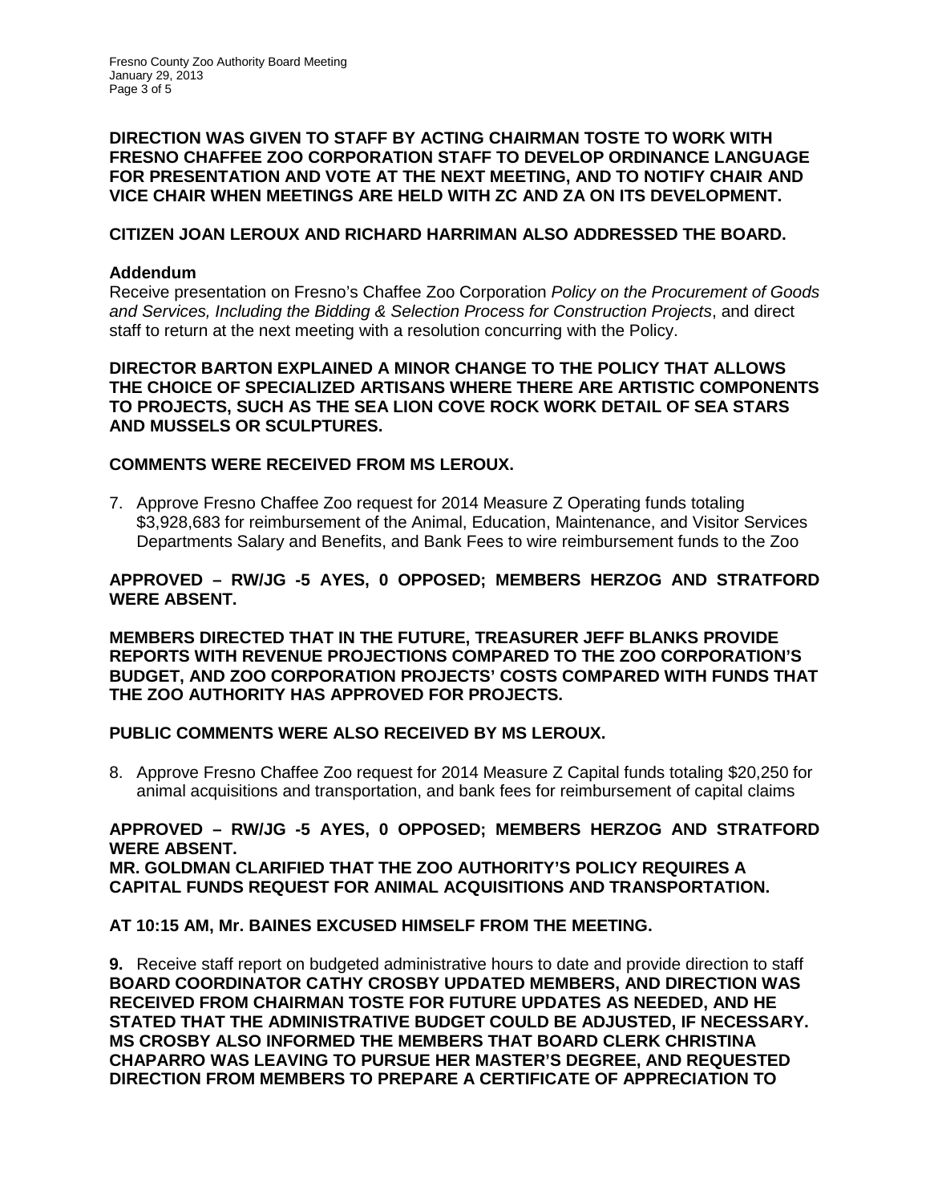**DIRECTION WAS GIVEN TO STAFF BY ACTING CHAIRMAN TOSTE TO WORK WITH FRESNO CHAFFEE ZOO CORPORATION STAFF TO DEVELOP ORDINANCE LANGUAGE FOR PRESENTATION AND VOTE AT THE NEXT MEETING, AND TO NOTIFY CHAIR AND VICE CHAIR WHEN MEETINGS ARE HELD WITH ZC AND ZA ON ITS DEVELOPMENT.**

**CITIZEN JOAN LEROUX AND RICHARD HARRIMAN ALSO ADDRESSED THE BOARD.**

**Addendum**

Receive presentation on Fresno's Chaffee Zoo Corporation *Policy on the Procurement of Goods and Services, Including the Bidding & Selection Process for Construction Projects*, and direct staff to return at the next meeting with a resolution concurring with the Policy.

**DIRECTOR BARTON EXPLAINED A MINOR CHANGE TO THE POLICY THAT ALLOWS THE CHOICE OF SPECIALIZED ARTISANS WHERE THERE ARE ARTISTIC COMPONENTS TO PROJECTS, SUCH AS THE SEA LION COVE ROCK WORK DETAIL OF SEA STARS AND MUSSELS OR SCULPTURES.**

**COMMENTS WERE RECEIVED FROM MS LEROUX.**

7. Approve Fresno Chaffee Zoo request for 2014 Measure Z Operating funds totaling $3,928,683 for reimbursement of the Animal, Education, Maintenance, and Visitor Services Departments Salary and Benefits, and Bank Fees to wire reimbursement funds to the Zoo

**APPROVED – RW/JG -5 AYES, 0 OPPOSED; MEMBERS HERZOG AND STRATFORD WERE ABSENT.**

**MEMBERS DIRECTED THAT IN THE FUTURE, TREASURER JEFF BLANKS PROVIDE REPORTS WITH REVENUE PROJECTIONS COMPARED TO THE ZOO CORPORATION'S BUDGET, AND ZOO CORPORATION PROJECTS' COSTS COMPARED WITH FUNDS THAT THE ZOO AUTHORITY HAS APPROVED FOR PROJECTS.**

**PUBLIC COMMENTS WERE ALSO RECEIVED BY MS LEROUX.**

8. Approve Fresno Chaffee Zoo request for 2014 Measure Z Capital funds totaling $20,250 for animal acquisitions and transportation, and bank fees for reimbursement of capital claims

**APPROVED – RW/JG -5 AYES, 0 OPPOSED; MEMBERS HERZOG AND STRATFORD WERE ABSENT.**
**MR. GOLDMAN CLARIFIED THAT THE ZOO AUTHORITY'S POLICY REQUIRES A CAPITAL FUNDS REQUEST FOR ANIMAL ACQUISITIONS AND TRANSPORTATION.**

**AT 10:15 AM, Mr. BAINES EXCUSED HIMSELF FROM THE MEETING.**

**9.** Receive staff report on budgeted administrative hours to date and provide direction to staff
**BOARD COORDINATOR CATHY CROSBY UPDATED MEMBERS, AND DIRECTION WAS RECEIVED FROM CHAIRMAN TOSTE FOR FUTURE UPDATES AS NEEDED, AND HE STATED THAT THE ADMINISTRATIVE BUDGET COULD BE ADJUSTED, IF NECESSARY. MS CROSBY ALSO INFORMED THE MEMBERS THAT BOARD CLERK CHRISTINA CHAPARRO WAS LEAVING TO PURSUE HER MASTER'S DEGREE, AND REQUESTED DIRECTION FROM MEMBERS TO PREPARE A CERTIFICATE OF APPRECIATION TO**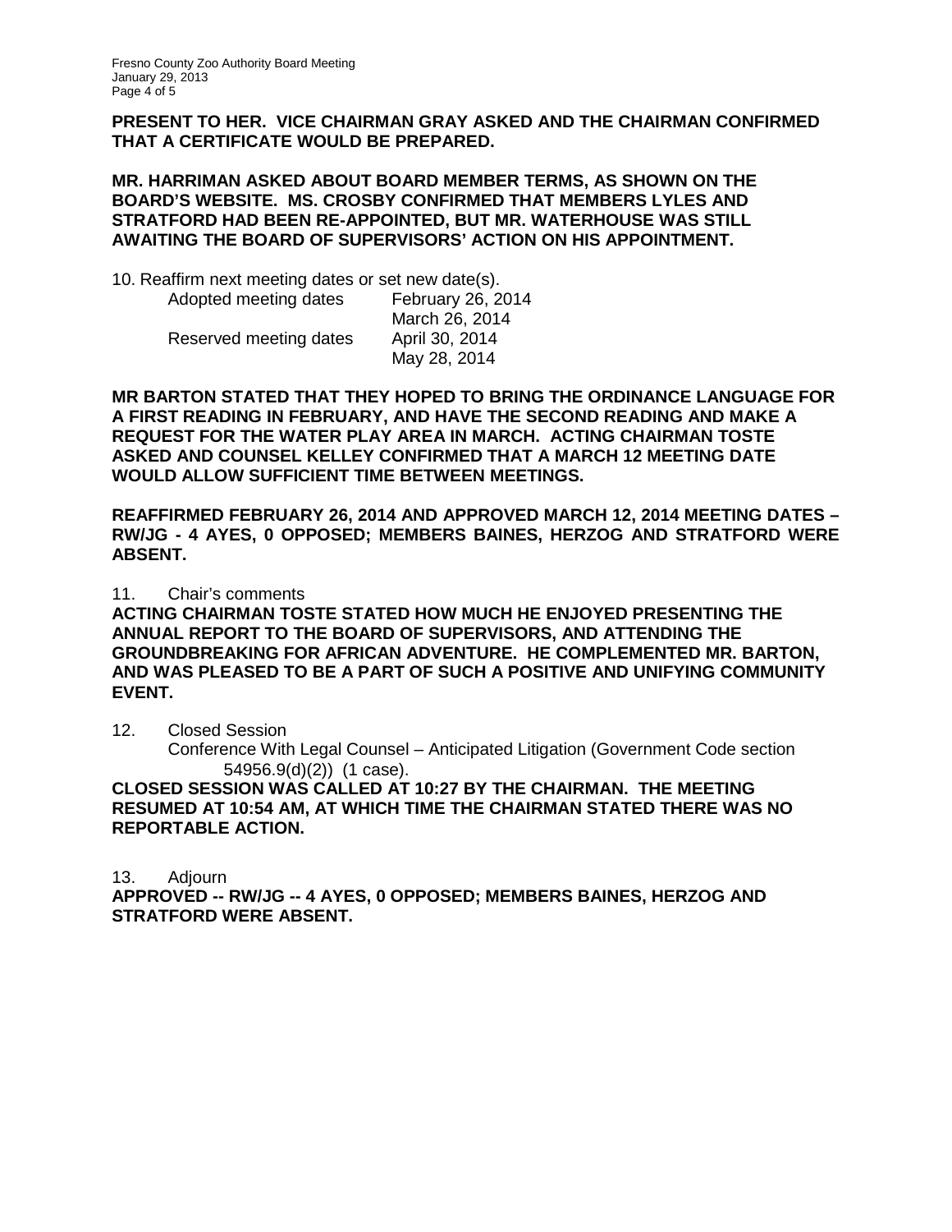**PRESENT TO HER. VICE CHAIRMAN GRAY ASKED AND THE CHAIRMAN CONFIRMED THAT A CERTIFICATE WOULD BE PREPARED.**

**MR. HARRIMAN ASKED ABOUT BOARD MEMBER TERMS, AS SHOWN ON THE BOARD'S WEBSITE. MS. CROSBY CONFIRMED THAT MEMBERS LYLES AND STRATFORD HAD BEEN RE-APPOINTED, BUT MR. WATERHOUSE WAS STILL AWAITING THE BOARD OF SUPERVISORS' ACTION ON HIS APPOINTMENT.**

10. Reaffirm next meeting dates or set new date(s).

| | |
|---|---|
| Adopted meeting dates | February 26, 2014 |
| | March 26, 2014 |
| Reserved meeting dates | April 30, 2014 |
| | May 28, 2014 |

**MR BARTON STATED THAT THEY HOPED TO BRING THE ORDINANCE LANGUAGE FOR A FIRST READING IN FEBRUARY, AND HAVE THE SECOND READING AND MAKE A REQUEST FOR THE WATER PLAY AREA IN MARCH. ACTING CHAIRMAN TOSTE ASKED AND COUNSEL KELLEY CONFIRMED THAT A MARCH 12 MEETING DATE WOULD ALLOW SUFFICIENT TIME BETWEEN MEETINGS.**

**REAFFIRMED FEBRUARY 26, 2014 AND APPROVED MARCH 12, 2014 MEETING DATES – RW/JG - 4 AYES, 0 OPPOSED; MEMBERS BAINES, HERZOG AND STRATFORD WERE ABSENT.**

11. Chair's comments

**ACTING CHAIRMAN TOSTE STATED HOW MUCH HE ENJOYED PRESENTING THE ANNUAL REPORT TO THE BOARD OF SUPERVISORS, AND ATTENDING THE GROUNDBREAKING FOR AFRICAN ADVENTURE. HE COMPLEMENTED MR. BARTON, AND WAS PLEASED TO BE A PART OF SUCH A POSITIVE AND UNIFYING COMMUNITY EVENT.**

12. Closed Session

Conference With Legal Counsel – Anticipated Litigation (Government Code section 54956.9(d)(2)) (1 case).

**CLOSED SESSION WAS CALLED AT 10:27 BY THE CHAIRMAN. THE MEETING RESUMED AT 10:54 AM, AT WHICH TIME THE CHAIRMAN STATED THERE WAS NO REPORTABLE ACTION.**

13. Adjourn

**APPROVED -- RW/JG -- 4 AYES, 0 OPPOSED; MEMBERS BAINES, HERZOG AND STRATFORD WERE ABSENT.**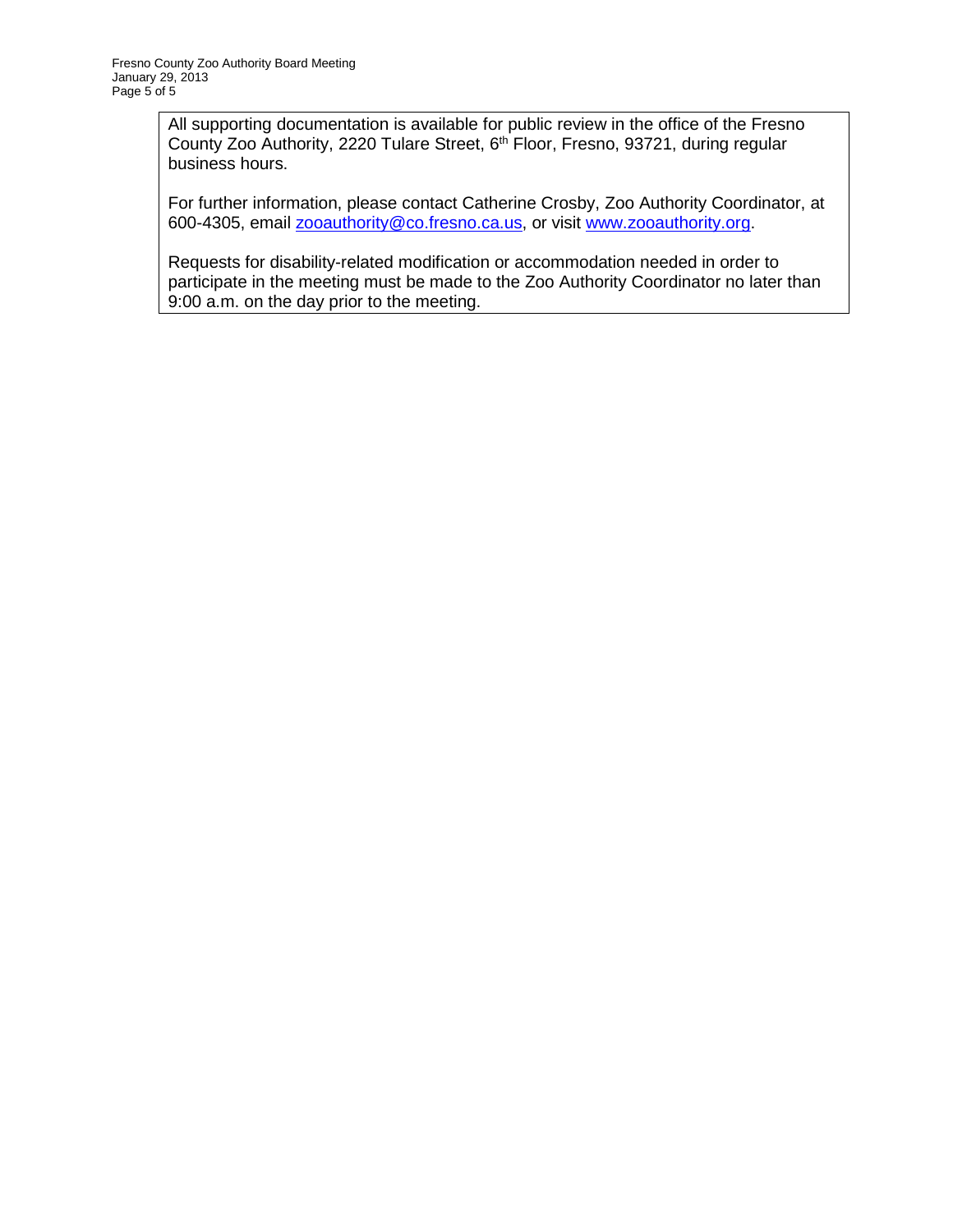All supporting documentation is available for public review in the office of the Fresno County Zoo Authority, 2220 Tulare Street, 6th Floor, Fresno, 93721, during regular business hours.

For further information, please contact Catherine Crosby, Zoo Authority Coordinator, at 600-4305, email zooauthority@co.fresno.ca.us, or visit www.zooauthority.org.

Requests for disability-related modification or accommodation needed in order to participate in the meeting must be made to the Zoo Authority Coordinator no later than 9:00 a.m. on the day prior to the meeting.